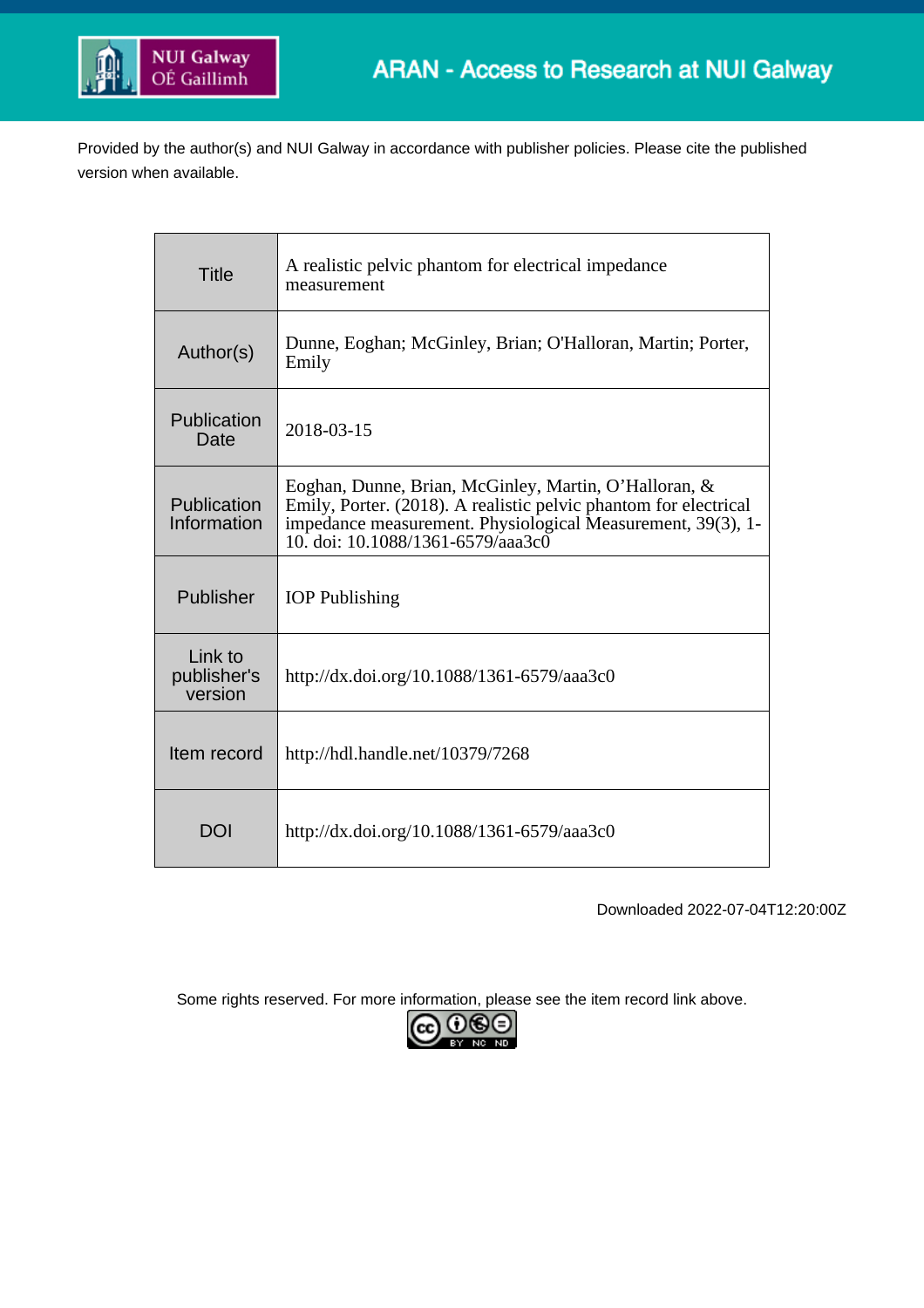ARAN - Access to Research at NUI Galway

Provided by the author(s) and NUI Galway in accordance with publisher policies. Please cite the published version when available.

| Title | A realistic pelvic phantom for electrical impedance measurement |
| --- | --- |
| Author(s) | Dunne, Eoghan; McGinley, Brian; O'Halloran, Martin; Porter, Emily |
| Publication Date | 2018-03-15 |
| Publication Information | Eoghan, Dunne, Brian, McGinley, Martin, O'Halloran, & Emily, Porter. (2018). A realistic pelvic phantom for electrical impedance measurement. Physiological Measurement, 39(3), 1-10. doi: 10.1088/1361-6579/aaa3c0 |
| Publisher | IOP Publishing |
| Link to publisher's version | http://dx.doi.org/10.1088/1361-6579/aaa3c0 |
| Item record | http://hdl.handle.net/10379/7268 |
| DOI | http://dx.doi.org/10.1088/1361-6579/aaa3c0 |

Downloaded 2022-07-04T12:20:00Z

Some rights reserved. For more information, please see the item record link above.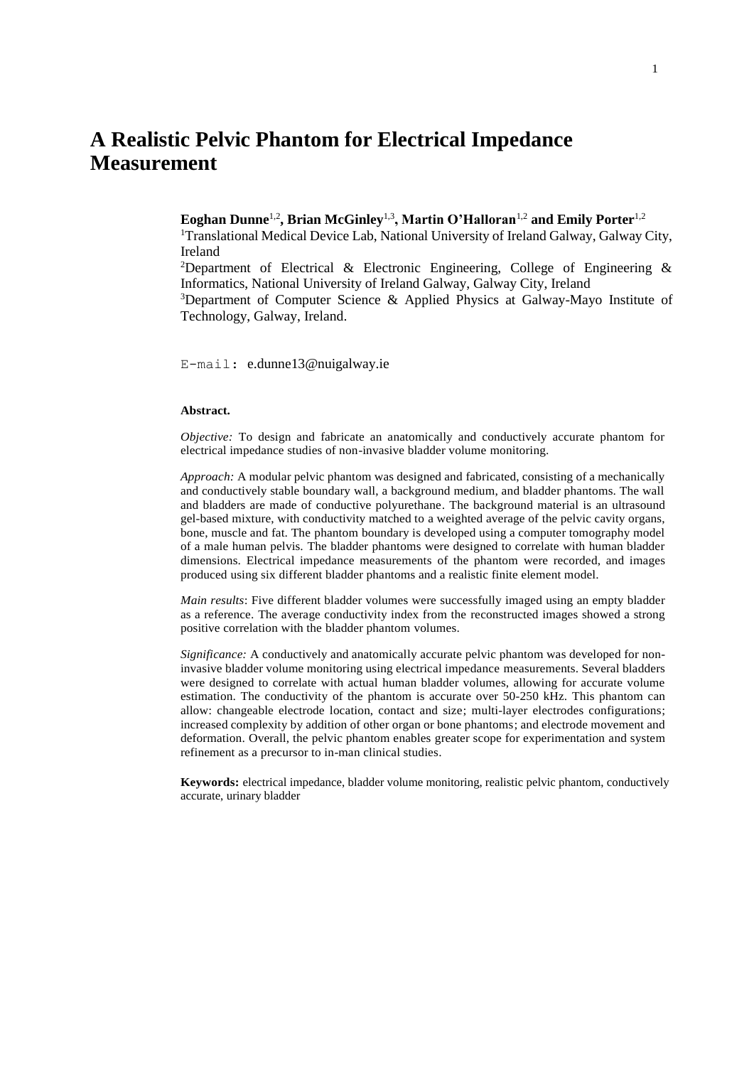# A Realistic Pelvic Phantom for Electrical Impedance Measurement

**Eoghan Dunne**[1,2]**, Brian McGinley**[1,3]**, Martin O'Halloran**[1,2] **and Emily Porter**[1,2]

[1]Translational Medical Device Lab, National University of Ireland Galway, Galway City, Ireland

[2]Department of Electrical & Electronic Engineering, College of Engineering & Informatics, National University of Ireland Galway, Galway City, Ireland

[3]Department of Computer Science & Applied Physics at Galway-Mayo Institute of Technology, Galway, Ireland.

E-mail: e.dunne13@nuigalway.ie

**Abstract.**

*Objective:* To design and fabricate an anatomically and conductively accurate phantom for electrical impedance studies of non-invasive bladder volume monitoring.

*Approach:* A modular pelvic phantom was designed and fabricated, consisting of a mechanically and conductively stable boundary wall, a background medium, and bladder phantoms. The wall and bladders are made of conductive polyurethane. The background material is an ultrasound gel-based mixture, with conductivity matched to a weighted average of the pelvic cavity organs, bone, muscle and fat. The phantom boundary is developed using a computer tomography model of a male human pelvis. The bladder phantoms were designed to correlate with human bladder dimensions. Electrical impedance measurements of the phantom were recorded, and images produced using six different bladder phantoms and a realistic finite element model.

*Main results*: Five different bladder volumes were successfully imaged using an empty bladder as a reference. The average conductivity index from the reconstructed images showed a strong positive correlation with the bladder phantom volumes.

*Significance:* A conductively and anatomically accurate pelvic phantom was developed for non-invasive bladder volume monitoring using electrical impedance measurements. Several bladders were designed to correlate with actual human bladder volumes, allowing for accurate volume estimation. The conductivity of the phantom is accurate over 50-250 kHz. This phantom can allow: changeable electrode location, contact and size; multi-layer electrodes configurations; increased complexity by addition of other organ or bone phantoms; and electrode movement and deformation. Overall, the pelvic phantom enables greater scope for experimentation and system refinement as a precursor to in-man clinical studies.

**Keywords:** electrical impedance, bladder volume monitoring, realistic pelvic phantom, conductively accurate, urinary bladder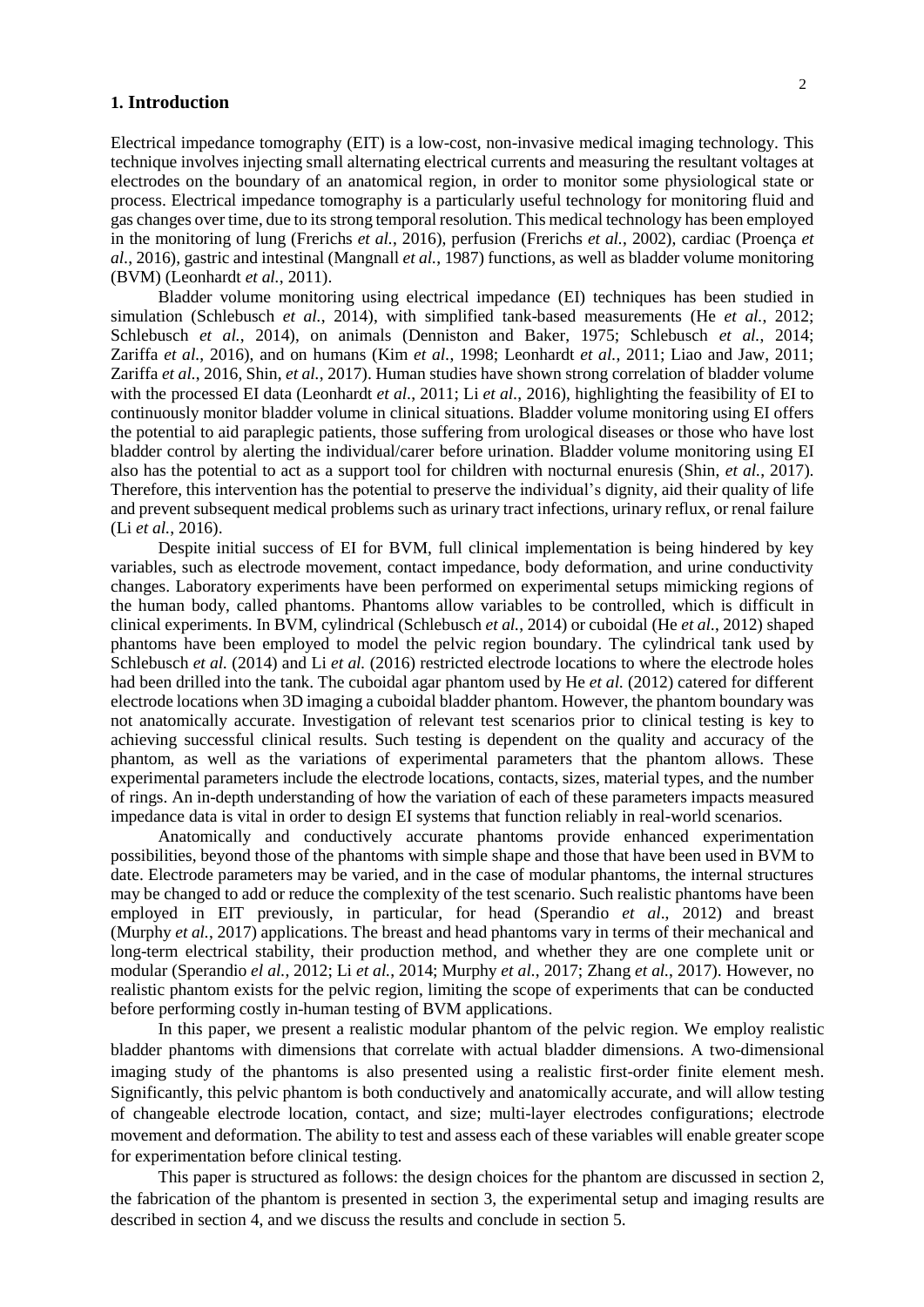## 1. Introduction

Electrical impedance tomography (EIT) is a low-cost, non-invasive medical imaging technology. This technique involves injecting small alternating electrical currents and measuring the resultant voltages at electrodes on the boundary of an anatomical region, in order to monitor some physiological state or process. Electrical impedance tomography is a particularly useful technology for monitoring fluid and gas changes over time, due to its strong temporal resolution. This medical technology has been employed in the monitoring of lung (Frerichs *et al.*, 2016), perfusion (Frerichs *et al.*, 2002), cardiac (Proença *et al.*, 2016), gastric and intestinal (Mangnall *et al.*, 1987) functions, as well as bladder volume monitoring (BVM) (Leonhardt *et al.*, 2011).

Bladder volume monitoring using electrical impedance (EI) techniques has been studied in simulation (Schlebusch *et al.*, 2014), with simplified tank-based measurements (He *et al.*, 2012; Schlebusch *et al.*, 2014), on animals (Denniston and Baker, 1975; Schlebusch *et al.*, 2014; Zariffa *et al.*, 2016), and on humans (Kim *et al.*, 1998; Leonhardt *et al.*, 2011; Liao and Jaw, 2011; Zariffa *et al.*, 2016, Shin, *et al.*, 2017). Human studies have shown strong correlation of bladder volume with the processed EI data (Leonhardt *et al.*, 2011; Li *et al.*, 2016), highlighting the feasibility of EI to continuously monitor bladder volume in clinical situations. Bladder volume monitoring using EI offers the potential to aid paraplegic patients, those suffering from urological diseases or those who have lost bladder control by alerting the individual/carer before urination. Bladder volume monitoring using EI also has the potential to act as a support tool for children with nocturnal enuresis (Shin, *et al.*, 2017). Therefore, this intervention has the potential to preserve the individual's dignity, aid their quality of life and prevent subsequent medical problems such as urinary tract infections, urinary reflux, or renal failure (Li *et al.*, 2016).

Despite initial success of EI for BVM, full clinical implementation is being hindered by key variables, such as electrode movement, contact impedance, body deformation, and urine conductivity changes. Laboratory experiments have been performed on experimental setups mimicking regions of the human body, called phantoms. Phantoms allow variables to be controlled, which is difficult in clinical experiments. In BVM, cylindrical (Schlebusch *et al.*, 2014) or cuboidal (He *et al.*, 2012) shaped phantoms have been employed to model the pelvic region boundary. The cylindrical tank used by Schlebusch *et al.* (2014) and Li *et al.* (2016) restricted electrode locations to where the electrode holes had been drilled into the tank. The cuboidal agar phantom used by He *et al.* (2012) catered for different electrode locations when 3D imaging a cuboidal bladder phantom. However, the phantom boundary was not anatomically accurate. Investigation of relevant test scenarios prior to clinical testing is key to achieving successful clinical results. Such testing is dependent on the quality and accuracy of the phantom, as well as the variations of experimental parameters that the phantom allows. These experimental parameters include the electrode locations, contacts, sizes, material types, and the number of rings. An in-depth understanding of how the variation of each of these parameters impacts measured impedance data is vital in order to design EI systems that function reliably in real-world scenarios.

Anatomically and conductively accurate phantoms provide enhanced experimentation possibilities, beyond those of the phantoms with simple shape and those that have been used in BVM to date. Electrode parameters may be varied, and in the case of modular phantoms, the internal structures may be changed to add or reduce the complexity of the test scenario. Such realistic phantoms have been employed in EIT previously, in particular, for head (Sperandio *et al*., 2012) and breast (Murphy *et al.*, 2017) applications. The breast and head phantoms vary in terms of their mechanical and long-term electrical stability, their production method, and whether they are one complete unit or modular (Sperandio *el al.*, 2012; Li *et al.*, 2014; Murphy *et al.*, 2017; Zhang *et al.*, 2017). However, no realistic phantom exists for the pelvic region, limiting the scope of experiments that can be conducted before performing costly in-human testing of BVM applications.

In this paper, we present a realistic modular phantom of the pelvic region. We employ realistic bladder phantoms with dimensions that correlate with actual bladder dimensions. A two-dimensional imaging study of the phantoms is also presented using a realistic first-order finite element mesh. Significantly, this pelvic phantom is both conductively and anatomically accurate, and will allow testing of changeable electrode location, contact, and size; multi-layer electrodes configurations; electrode movement and deformation. The ability to test and assess each of these variables will enable greater scope for experimentation before clinical testing.

This paper is structured as follows: the design choices for the phantom are discussed in section 2, the fabrication of the phantom is presented in section 3, the experimental setup and imaging results are described in section 4, and we discuss the results and conclude in section 5.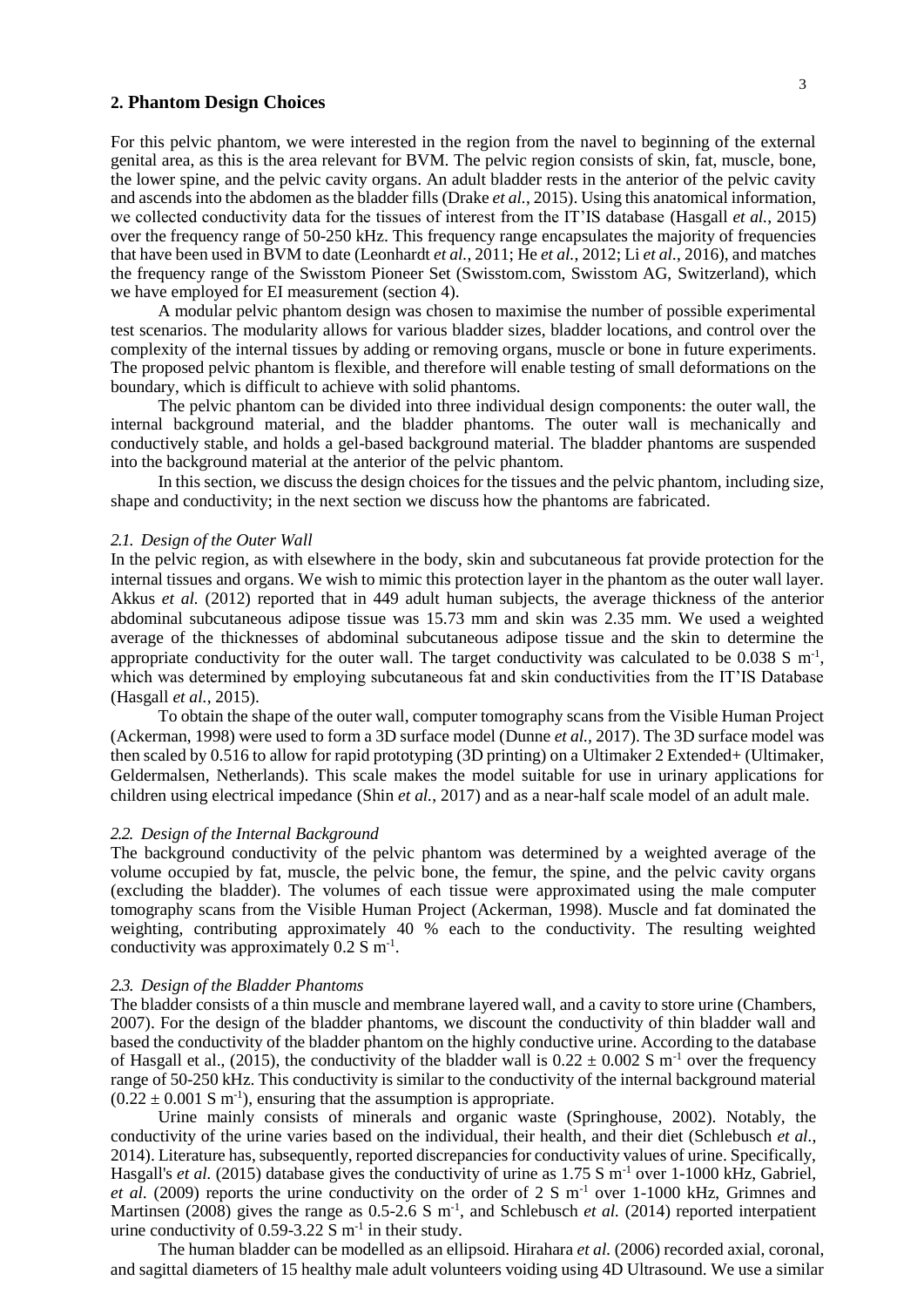## 2. Phantom Design Choices

For this pelvic phantom, we were interested in the region from the navel to beginning of the external genital area, as this is the area relevant for BVM. The pelvic region consists of skin, fat, muscle, bone, the lower spine, and the pelvic cavity organs. An adult bladder rests in the anterior of the pelvic cavity and ascends into the abdomen as the bladder fills (Drake *et al.*, 2015). Using this anatomical information, we collected conductivity data for the tissues of interest from the IT'IS database (Hasgall *et al.*, 2015) over the frequency range of 50-250 kHz. This frequency range encapsulates the majority of frequencies that have been used in BVM to date (Leonhardt *et al.*, 2011; He *et al.*, 2012; Li *et al.*, 2016), and matches the frequency range of the Swisstom Pioneer Set (Swisstom.com, Swisstom AG, Switzerland), which we have employed for EI measurement (section 4).

A modular pelvic phantom design was chosen to maximise the number of possible experimental test scenarios. The modularity allows for various bladder sizes, bladder locations, and control over the complexity of the internal tissues by adding or removing organs, muscle or bone in future experiments. The proposed pelvic phantom is flexible, and therefore will enable testing of small deformations on the boundary, which is difficult to achieve with solid phantoms.

The pelvic phantom can be divided into three individual design components: the outer wall, the internal background material, and the bladder phantoms. The outer wall is mechanically and conductively stable, and holds a gel-based background material. The bladder phantoms are suspended into the background material at the anterior of the pelvic phantom.

In this section, we discuss the design choices for the tissues and the pelvic phantom, including size, shape and conductivity; in the next section we discuss how the phantoms are fabricated.

### *2.1. Design of the Outer Wall*

In the pelvic region, as with elsewhere in the body, skin and subcutaneous fat provide protection for the internal tissues and organs. We wish to mimic this protection layer in the phantom as the outer wall layer. Akkus *et al.* (2012) reported that in 449 adult human subjects, the average thickness of the anterior abdominal subcutaneous adipose tissue was 15.73 mm and skin was 2.35 mm. We used a weighted average of the thicknesses of abdominal subcutaneous adipose tissue and the skin to determine the appropriate conductivity for the outer wall. The target conductivity was calculated to be 0.038 S m$^{-1}$, which was determined by employing subcutaneous fat and skin conductivities from the IT'IS Database (Hasgall *et al.*, 2015).

To obtain the shape of the outer wall, computer tomography scans from the Visible Human Project (Ackerman, 1998) were used to form a 3D surface model (Dunne *et al.*, 2017). The 3D surface model was then scaled by 0.516 to allow for rapid prototyping (3D printing) on a Ultimaker 2 Extended+ (Ultimaker, Geldermalsen, Netherlands). This scale makes the model suitable for use in urinary applications for children using electrical impedance (Shin *et al.*, 2017) and as a near-half scale model of an adult male.

### *2.2. Design of the Internal Background*

The background conductivity of the pelvic phantom was determined by a weighted average of the volume occupied by fat, muscle, the pelvic bone, the femur, the spine, and the pelvic cavity organs (excluding the bladder). The volumes of each tissue were approximated using the male computer tomography scans from the Visible Human Project (Ackerman, 1998). Muscle and fat dominated the weighting, contributing approximately 40 % each to the conductivity. The resulting weighted conductivity was approximately 0.2 S m$^{-1}$.

### *2.3. Design of the Bladder Phantoms*

The bladder consists of a thin muscle and membrane layered wall, and a cavity to store urine (Chambers, 2007). For the design of the bladder phantoms, we discount the conductivity of thin bladder wall and based the conductivity of the bladder phantom on the highly conductive urine. According to the database of Hasgall et al., (2015), the conductivity of the bladder wall is $0.22 \pm 0.002$ S m$^{-1}$ over the frequency range of 50-250 kHz. This conductivity is similar to the conductivity of the internal background material ($0.22 \pm 0.001$ S m$^{-1}$), ensuring that the assumption is appropriate.

Urine mainly consists of minerals and organic waste (Springhouse, 2002). Notably, the conductivity of the urine varies based on the individual, their health, and their diet (Schlebusch *et al.*, 2014). Literature has, subsequently, reported discrepancies for conductivity values of urine. Specifically, Hasgall's *et al.* (2015) database gives the conductivity of urine as 1.75 S m$^{-1}$ over 1-1000 kHz, Gabriel, *et al.* (2009) reports the urine conductivity on the order of 2 S m$^{-1}$ over 1-1000 kHz, Grimnes and Martinsen (2008) gives the range as 0.5-2.6 S m$^{-1}$, and Schlebusch *et al.* (2014) reported interpatient urine conductivity of 0.59-3.22 S m$^{-1}$ in their study.

The human bladder can be modelled as an ellipsoid. Hirahara *et al.* (2006) recorded axial, coronal, and sagittal diameters of 15 healthy male adult volunteers voiding using 4D Ultrasound. We use a similar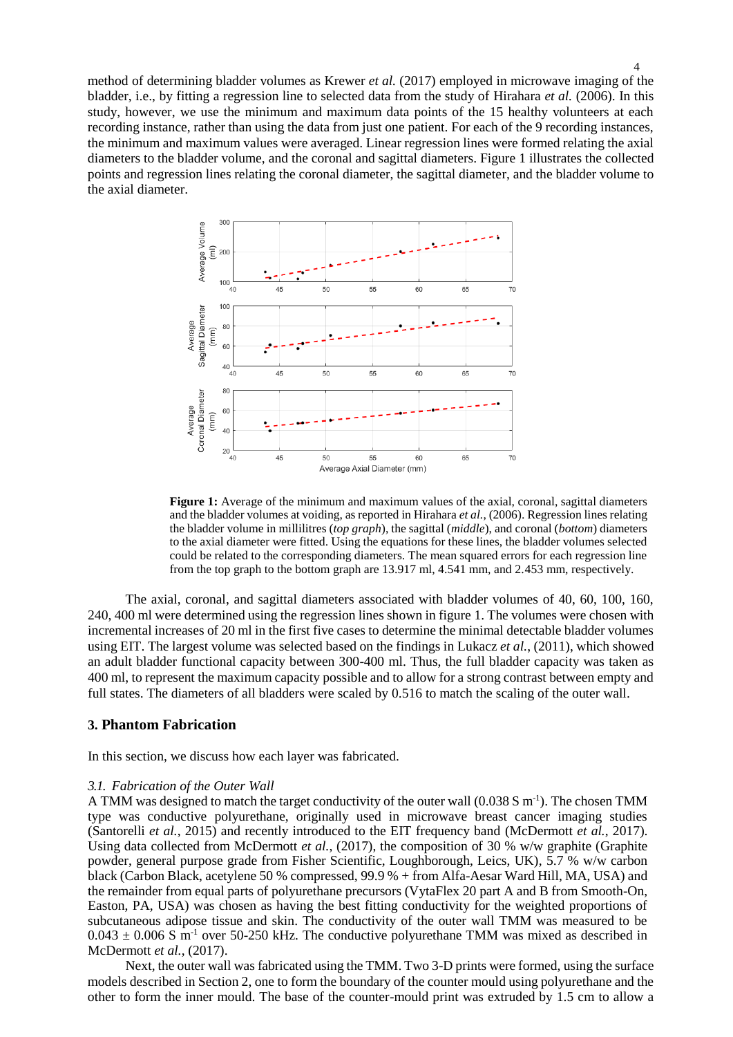method of determining bladder volumes as Krewer *et al.* (2017) employed in microwave imaging of the bladder, i.e., by fitting a regression line to selected data from the study of Hirahara *et al.* (2006). In this study, however, we use the minimum and maximum data points of the 15 healthy volunteers at each recording instance, rather than using the data from just one patient. For each of the 9 recording instances, the minimum and maximum values were averaged. Linear regression lines were formed relating the axial diameters to the bladder volume, and the coronal and sagittal diameters. Figure 1 illustrates the collected points and regression lines relating the coronal diameter, the sagittal diameter, and the bladder volume to the axial diameter.

**Figure 1:** Average of the minimum and maximum values of the axial, coronal, sagittal diameters and the bladder volumes at voiding, as reported in Hirahara *et al.*, (2006). Regression lines relating the bladder volume in millilitres (*top graph*), the sagittal (*middle*), and coronal (*bottom*) diameters to the axial diameter were fitted. Using the equations for these lines, the bladder volumes selected could be related to the corresponding diameters. The mean squared errors for each regression line from the top graph to the bottom graph are 13.917 ml, 4.541 mm, and 2.453 mm, respectively.

The axial, coronal, and sagittal diameters associated with bladder volumes of 40, 60, 100, 160, 240, 400 ml were determined using the regression lines shown in figure 1. The volumes were chosen with incremental increases of 20 ml in the first five cases to determine the minimal detectable bladder volumes using EIT. The largest volume was selected based on the findings in Lukacz *et al.*, (2011), which showed an adult bladder functional capacity between 300-400 ml. Thus, the full bladder capacity was taken as 400 ml, to represent the maximum capacity possible and to allow for a strong contrast between empty and full states. The diameters of all bladders were scaled by 0.516 to match the scaling of the outer wall.

## 3. Phantom Fabrication

In this section, we discuss how each layer was fabricated.

### *3.1. Fabrication of the Outer Wall*

A TMM was designed to match the target conductivity of the outer wall (0.038 S m$^{-1}$). The chosen TMM type was conductive polyurethane, originally used in microwave breast cancer imaging studies (Santorelli *et al.*, 2015) and recently introduced to the EIT frequency band (McDermott *et al.*, 2017). Using data collected from McDermott *et al.*, (2017), the composition of 30 % w/w graphite (Graphite powder, general purpose grade from Fisher Scientific, Loughborough, Leics, UK), 5.7 % w/w carbon black (Carbon Black, acetylene 50 % compressed, 99.9 % + from Alfa-Aesar Ward Hill, MA, USA) and the remainder from equal parts of polyurethane precursors (VytaFlex 20 part A and B from Smooth-On, Easton, PA, USA) was chosen as having the best fitting conductivity for the weighted proportions of subcutaneous adipose tissue and skin. The conductivity of the outer wall TMM was measured to be 0.043 ± 0.006 S m$^{-1}$ over 50-250 kHz. The conductive polyurethane TMM was mixed as described in McDermott *et al.*, (2017).

Next, the outer wall was fabricated using the TMM. Two 3-D prints were formed, using the surface models described in Section 2, one to form the boundary of the counter mould using polyurethane and the other to form the inner mould. The base of the counter-mould print was extruded by 1.5 cm to allow a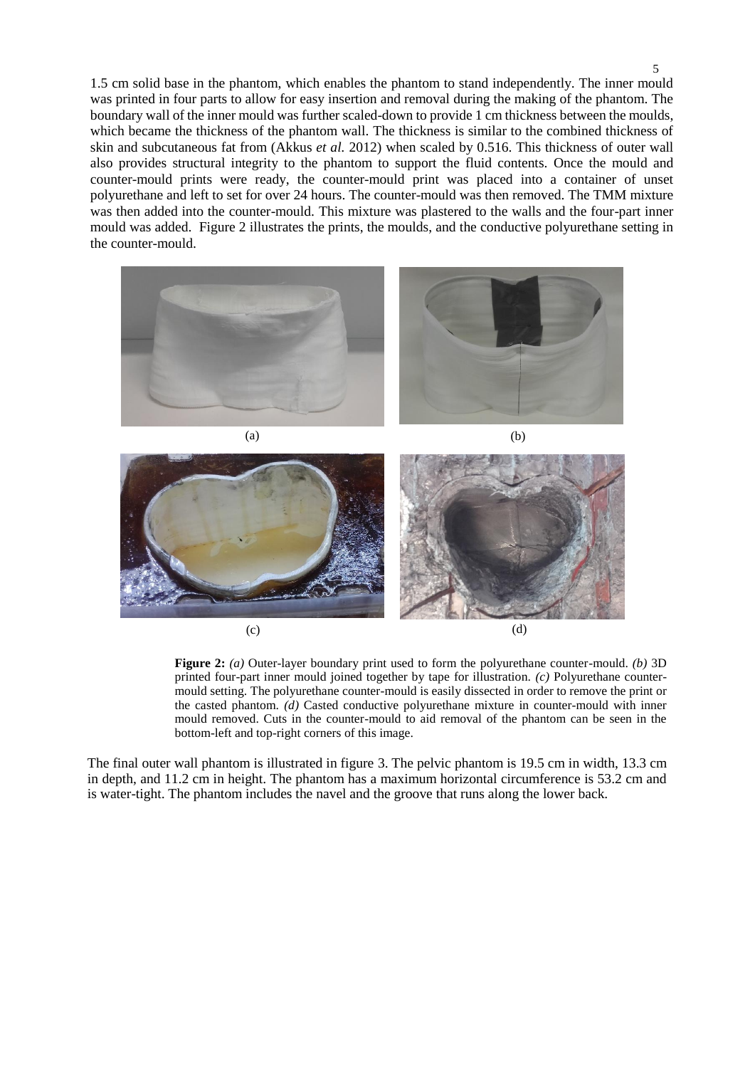1.5 cm solid base in the phantom, which enables the phantom to stand independently. The inner mould was printed in four parts to allow for easy insertion and removal during the making of the phantom. The boundary wall of the inner mould was further scaled-down to provide 1 cm thickness between the moulds, which became the thickness of the phantom wall. The thickness is similar to the combined thickness of skin and subcutaneous fat from (Akkus *et al.* 2012) when scaled by 0.516. This thickness of outer wall also provides structural integrity to the phantom to support the fluid contents. Once the mould and counter-mould prints were ready, the counter-mould print was placed into a container of unset polyurethane and left to set for over 24 hours. The counter-mould was then removed. The TMM mixture was then added into the counter-mould. This mixture was plastered to the walls and the four-part inner mould was added. Figure 2 illustrates the prints, the moulds, and the conductive polyurethane setting in the counter-mould.

(a) (b)

(c) (d)

**Figure 2:** *(a)* Outer-layer boundary print used to form the polyurethane counter-mould. *(b)* 3D printed four-part inner mould joined together by tape for illustration. *(c)* Polyurethane counter-mould setting. The polyurethane counter-mould is easily dissected in order to remove the print or the casted phantom. *(d)* Casted conductive polyurethane mixture in counter-mould with inner mould removed. Cuts in the counter-mould to aid removal of the phantom can be seen in the bottom-left and top-right corners of this image.

The final outer wall phantom is illustrated in figure 3. The pelvic phantom is 19.5 cm in width, 13.3 cm in depth, and 11.2 cm in height. The phantom has a maximum horizontal circumference is 53.2 cm and is water-tight. The phantom includes the navel and the groove that runs along the lower back.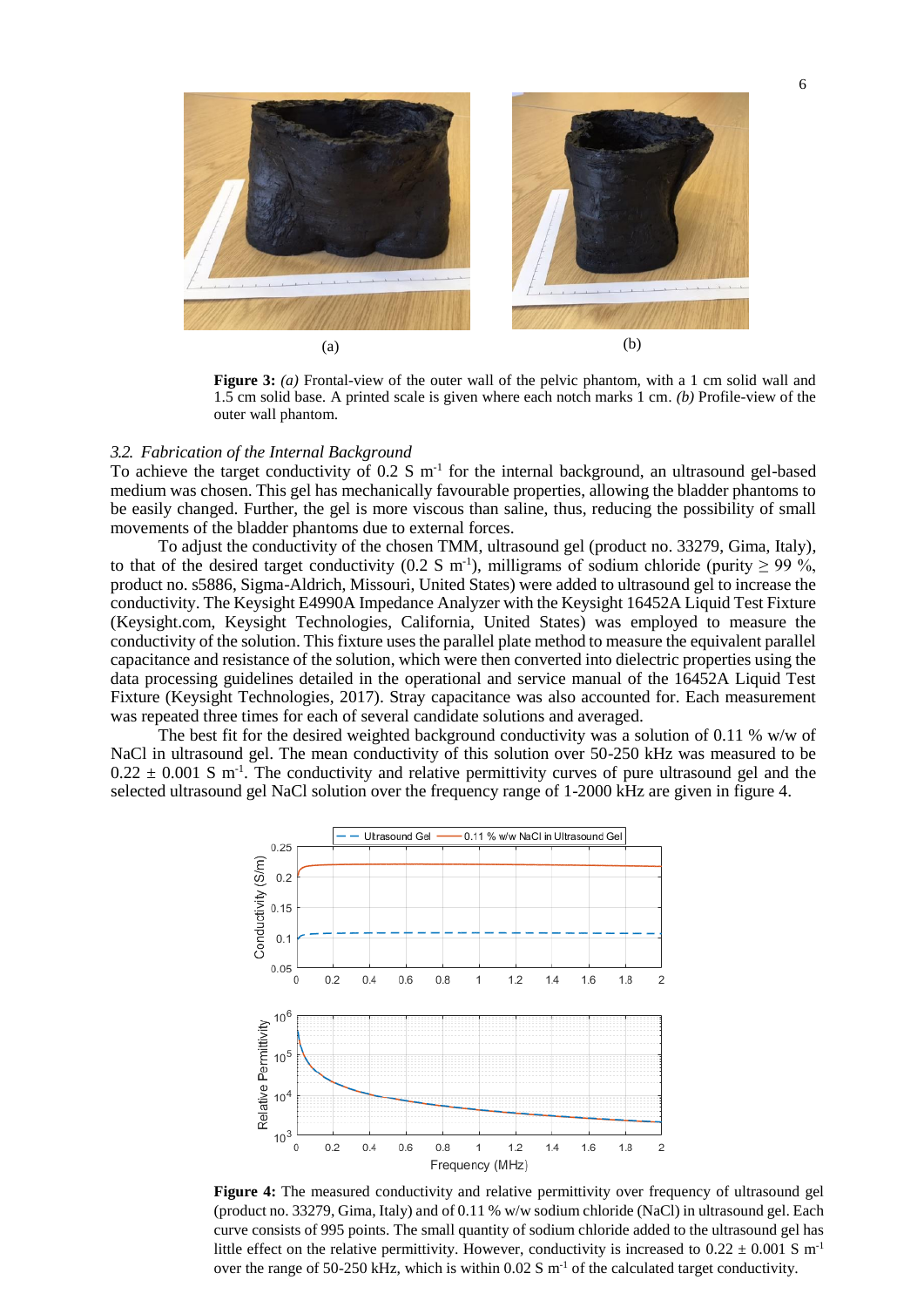(a) (b)

**Figure 3:** *(a)* Frontal-view of the outer wall of the pelvic phantom, with a 1 cm solid wall and 1.5 cm solid base. A printed scale is given where each notch marks 1 cm. *(b)* Profile-view of the outer wall phantom.

### *3.2. Fabrication of the Internal Background*

To achieve the target conductivity of 0.2 S $m^{-1}$ for the internal background, an ultrasound gel-based medium was chosen. This gel has mechanically favourable properties, allowing the bladder phantoms to be easily changed. Further, the gel is more viscous than saline, thus, reducing the possibility of small movements of the bladder phantoms due to external forces.

To adjust the conductivity of the chosen TMM, ultrasound gel (product no. 33279, Gima, Italy), to that of the desired target conductivity (0.2 S $m^{-1}$), milligrams of sodium chloride (purity $\geq$ 99 %, product no. s5886, Sigma-Aldrich, Missouri, United States) were added to ultrasound gel to increase the conductivity. The Keysight E4990A Impedance Analyzer with the Keysight 16452A Liquid Test Fixture (Keysight.com, Keysight Technologies, California, United States) was employed to measure the conductivity of the solution. This fixture uses the parallel plate method to measure the equivalent parallel capacitance and resistance of the solution, which were then converted into dielectric properties using the data processing guidelines detailed in the operational and service manual of the 16452A Liquid Test Fixture (Keysight Technologies, 2017). Stray capacitance was also accounted for. Each measurement was repeated three times for each of several candidate solutions and averaged.

The best fit for the desired weighted background conductivity was a solution of 0.11 % w/w of NaCl in ultrasound gel. The mean conductivity of this solution over 50-250 kHz was measured to be 0.22 $\pm$ 0.001 S $m^{-1}$. The conductivity and relative permittivity curves of pure ultrasound gel and the selected ultrasound gel NaCl solution over the frequency range of 1-2000 kHz are given in figure 4.

**Figure 4:** The measured conductivity and relative permittivity over frequency of ultrasound gel (product no. 33279, Gima, Italy) and of 0.11 % w/w sodium chloride (NaCl) in ultrasound gel. Each curve consists of 995 points. The small quantity of sodium chloride added to the ultrasound gel has little effect on the relative permittivity. However, conductivity is increased to 0.22 $\pm$ 0.001 S $m^{-1}$ over the range of 50-250 kHz, which is within 0.02 S $m^{-1}$ of the calculated target conductivity.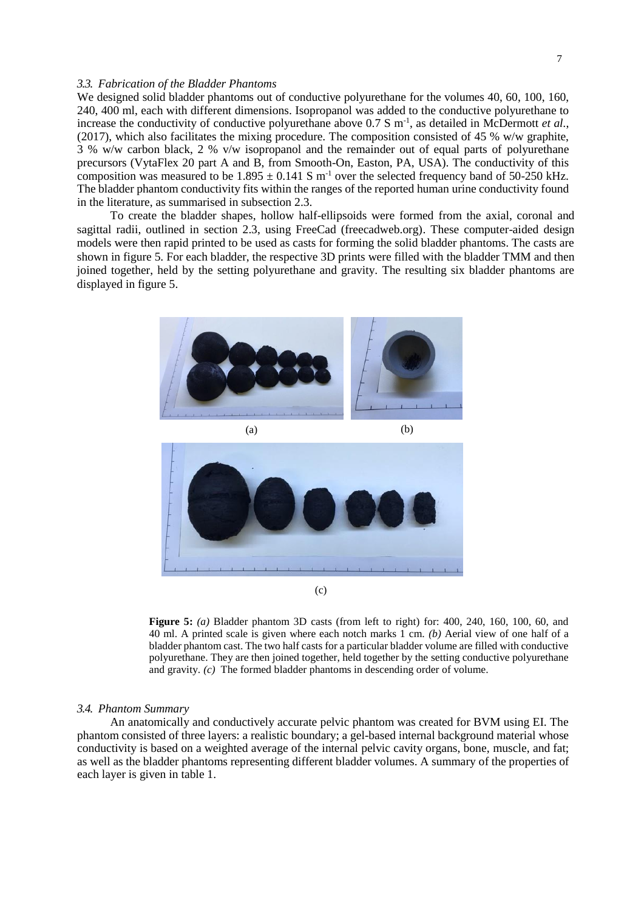### 3.3. Fabrication of the Bladder Phantoms

We designed solid bladder phantoms out of conductive polyurethane for the volumes 40, 60, 100, 160, 240, 400 ml, each with different dimensions. Isopropanol was added to the conductive polyurethane to increase the conductivity of conductive polyurethane above 0.7 S $m^{-1}$, as detailed in McDermott *et al.*, (2017), which also facilitates the mixing procedure. The composition consisted of 45 % w/w graphite, 3 % w/w carbon black, 2 % v/w isopropanol and the remainder out of equal parts of polyurethane precursors (VytaFlex 20 part A and B, from Smooth-On, Easton, PA, USA). The conductivity of this composition was measured to be $1.895 \pm 0.141$ S $m^{-1}$ over the selected frequency band of 50-250 kHz. The bladder phantom conductivity fits within the ranges of the reported human urine conductivity found in the literature, as summarised in subsection 2.3.

To create the bladder shapes, hollow half-ellipsoids were formed from the axial, coronal and sagittal radii, outlined in section 2.3, using FreeCad (freecadweb.org). These computer-aided design models were then rapid printed to be used as casts for forming the solid bladder phantoms. The casts are shown in figure 5. For each bladder, the respective 3D prints were filled with the bladder TMM and then joined together, held by the setting polyurethane and gravity. The resulting six bladder phantoms are displayed in figure 5.

(a) (b)

(c)

**Figure 5:** *(a)* Bladder phantom 3D casts (from left to right) for: 400, 240, 160, 100, 60, and 40 ml. A printed scale is given where each notch marks 1 cm. *(b)* Aerial view of one half of a bladder phantom cast. The two half casts for a particular bladder volume are filled with conductive polyurethane. They are then joined together, held together by the setting conductive polyurethane and gravity. *(c)* The formed bladder phantoms in descending order of volume.

### 3.4. Phantom Summary

An anatomically and conductively accurate pelvic phantom was created for BVM using EI. The phantom consisted of three layers: a realistic boundary; a gel-based internal background material whose conductivity is based on a weighted average of the internal pelvic cavity organs, bone, muscle, and fat; as well as the bladder phantoms representing different bladder volumes. A summary of the properties of each layer is given in table 1.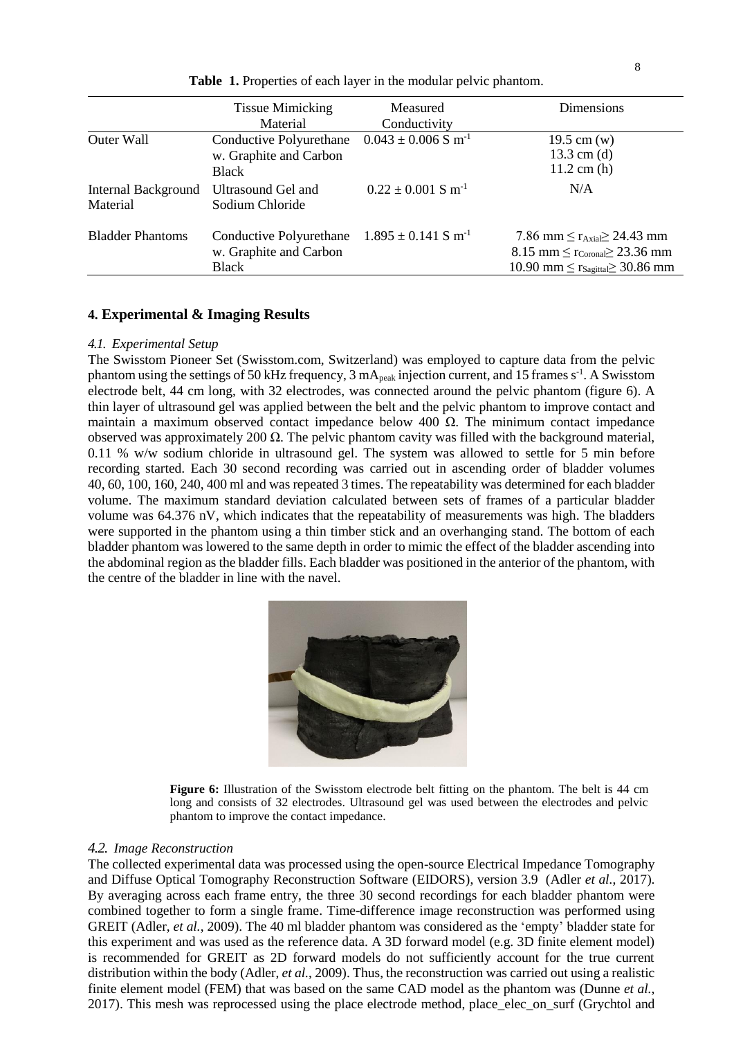**Table 1.** Properties of each layer in the modular pelvic phantom.

| | Tissue Mimicking Material | Measured Conductivity | Dimensions |
|---|---|---|---|
| Outer Wall | Conductive Polyurethane w. Graphite and Carbon Black | $0.043 \pm 0.006$ S m$^{-1}$ | 19.5 cm (w)<br>13.3 cm (d)<br>11.2 cm (h) |
| Internal Background Material | Ultrasound Gel and Sodium Chloride | $0.22 \pm 0.001$ S m$^{-1}$ | N/A |
| Bladder Phantoms | Conductive Polyurethane w. Graphite and Carbon Black | $1.895 \pm 0.141$ S m$^{-1}$ | 7.86 mm $\leq r_{Axial} \geq$ 24.43 mm<br>8.15 mm $\leq r_{Coronal} \geq$ 23.36 mm<br>10.90 mm $\leq r_{Sagittal} \geq$ 30.86 mm |

## 4. Experimental & Imaging Results

### *4.1. Experimental Setup*

The Swisstom Pioneer Set (Swisstom.com, Switzerland) was employed to capture data from the pelvic phantom using the settings of 50 kHz frequency, 3 mA$_{peak}$ injection current, and 15 frames s$^{-1}$. A Swisstom electrode belt, 44 cm long, with 32 electrodes, was connected around the pelvic phantom (figure 6). A thin layer of ultrasound gel was applied between the belt and the pelvic phantom to improve contact and maintain a maximum observed contact impedance below 400 Ω. The minimum contact impedance observed was approximately 200 Ω. The pelvic phantom cavity was filled with the background material, 0.11 % w/w sodium chloride in ultrasound gel. The system was allowed to settle for 5 min before recording started. Each 30 second recording was carried out in ascending order of bladder volumes 40, 60, 100, 160, 240, 400 ml and was repeated 3 times. The repeatability was determined for each bladder volume. The maximum standard deviation calculated between sets of frames of a particular bladder volume was 64.376 nV, which indicates that the repeatability of measurements was high. The bladders were supported in the phantom using a thin timber stick and an overhanging stand. The bottom of each bladder phantom was lowered to the same depth in order to mimic the effect of the bladder ascending into the abdominal region as the bladder fills. Each bladder was positioned in the anterior of the phantom, with the centre of the bladder in line with the navel.

**Figure 6:** Illustration of the Swisstom electrode belt fitting on the phantom. The belt is 44 cm long and consists of 32 electrodes. Ultrasound gel was used between the electrodes and pelvic phantom to improve the contact impedance.

### *4.2. Image Reconstruction*

The collected experimental data was processed using the open-source Electrical Impedance Tomography and Diffuse Optical Tomography Reconstruction Software (EIDORS), version 3.9 (Adler *et al.*, 2017). By averaging across each frame entry, the three 30 second recordings for each bladder phantom were combined together to form a single frame. Time-difference image reconstruction was performed using GREIT (Adler, *et al.*, 2009). The 40 ml bladder phantom was considered as the 'empty' bladder state for this experiment and was used as the reference data. A 3D forward model (e.g. 3D finite element model) is recommended for GREIT as 2D forward models do not sufficiently account for the true current distribution within the body (Adler, *et al.*, 2009). Thus, the reconstruction was carried out using a realistic finite element model (FEM) that was based on the same CAD model as the phantom was (Dunne *et al.*, 2017). This mesh was reprocessed using the place electrode method, place_elec_on_surf (Grychtol and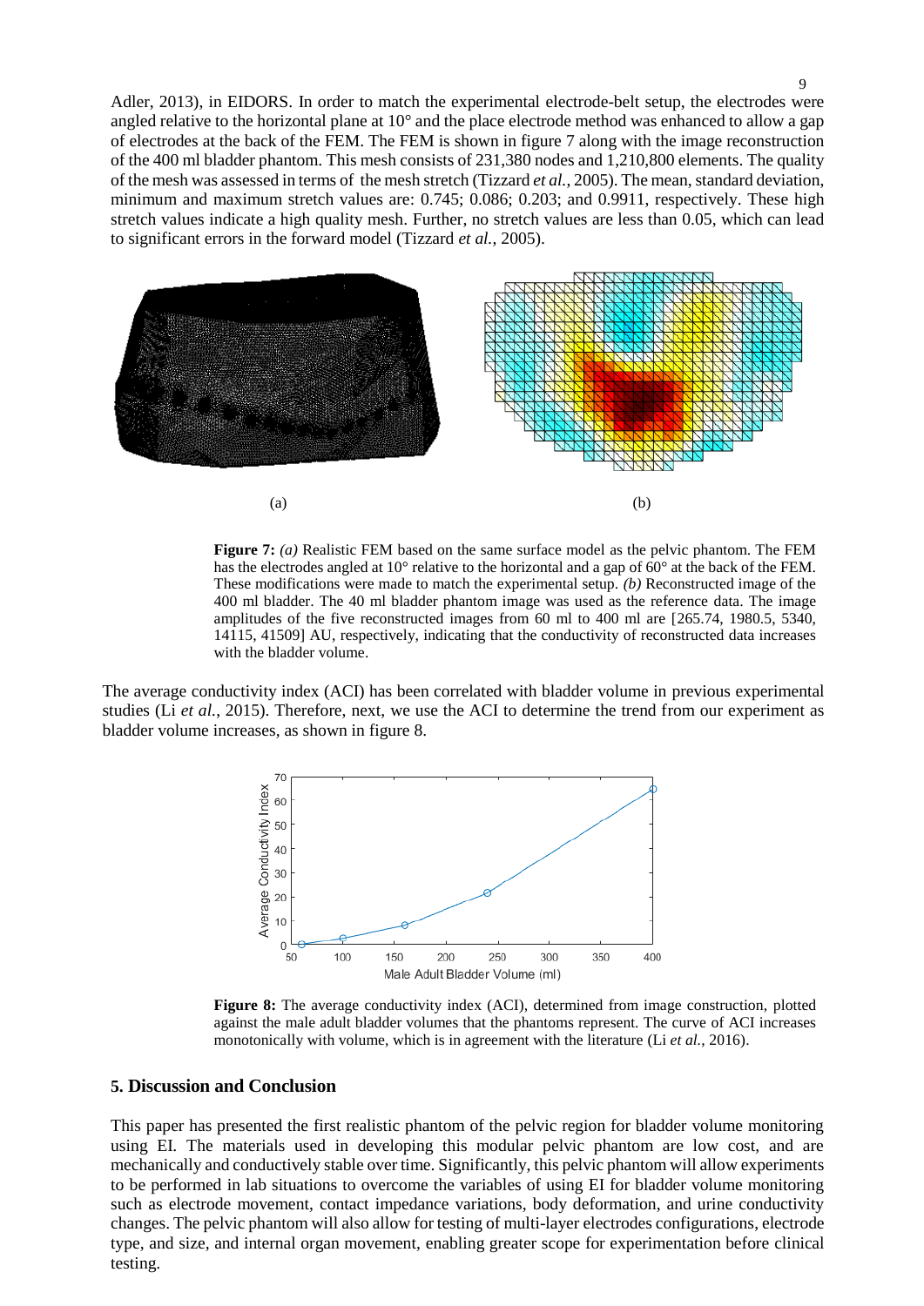Adler, 2013), in EIDORS. In order to match the experimental electrode-belt setup, the electrodes were angled relative to the horizontal plane at 10° and the place electrode method was enhanced to allow a gap of electrodes at the back of the FEM. The FEM is shown in figure 7 along with the image reconstruction of the 400 ml bladder phantom. This mesh consists of 231,380 nodes and 1,210,800 elements. The quality of the mesh was assessed in terms of the mesh stretch (Tizzard *et al.*, 2005). The mean, standard deviation, minimum and maximum stretch values are: 0.745; 0.086; 0.203; and 0.9911, respectively. These high stretch values indicate a high quality mesh. Further, no stretch values are less than 0.05, which can lead to significant errors in the forward model (Tizzard *et al.*, 2005).

(a) (b)

**Figure 7:** *(a)* Realistic FEM based on the same surface model as the pelvic phantom. The FEM has the electrodes angled at 10° relative to the horizontal and a gap of 60° at the back of the FEM. These modifications were made to match the experimental setup. *(b)* Reconstructed image of the 400 ml bladder. The 40 ml bladder phantom image was used as the reference data. The image amplitudes of the five reconstructed images from 60 ml to 400 ml are [265.74, 1980.5, 5340, 14115, 41509] AU, respectively, indicating that the conductivity of reconstructed data increases with the bladder volume.

The average conductivity index (ACI) has been correlated with bladder volume in previous experimental studies (Li *et al.*, 2015). Therefore, next, we use the ACI to determine the trend from our experiment as bladder volume increases, as shown in figure 8.

**Figure 8:** The average conductivity index (ACI), determined from image construction, plotted against the male adult bladder volumes that the phantoms represent. The curve of ACI increases monotonically with volume, which is in agreement with the literature (Li *et al.*, 2016).

## 5. Discussion and Conclusion

This paper has presented the first realistic phantom of the pelvic region for bladder volume monitoring using EI. The materials used in developing this modular pelvic phantom are low cost, and are mechanically and conductively stable over time. Significantly, this pelvic phantom will allow experiments to be performed in lab situations to overcome the variables of using EI for bladder volume monitoring such as electrode movement, contact impedance variations, body deformation, and urine conductivity changes. The pelvic phantom will also allow for testing of multi-layer electrodes configurations, electrode type, and size, and internal organ movement, enabling greater scope for experimentation before clinical testing.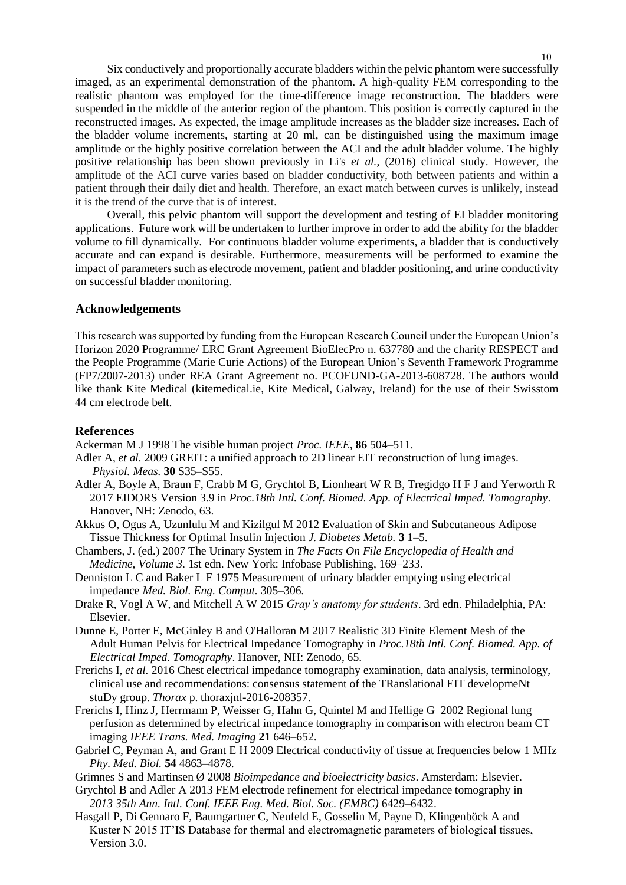Six conductively and proportionally accurate bladders within the pelvic phantom were successfully imaged, as an experimental demonstration of the phantom. A high-quality FEM corresponding to the realistic phantom was employed for the time-difference image reconstruction. The bladders were suspended in the middle of the anterior region of the phantom. This position is correctly captured in the reconstructed images. As expected, the image amplitude increases as the bladder size increases. Each of the bladder volume increments, starting at 20 ml, can be distinguished using the maximum image amplitude or the highly positive correlation between the ACI and the adult bladder volume. The highly positive relationship has been shown previously in Li's *et al.*, (2016) clinical study. However, the amplitude of the ACI curve varies based on bladder conductivity, both between patients and within a patient through their daily diet and health. Therefore, an exact match between curves is unlikely, instead it is the trend of the curve that is of interest.

Overall, this pelvic phantom will support the development and testing of EI bladder monitoring applications. Future work will be undertaken to further improve in order to add the ability for the bladder volume to fill dynamically. For continuous bladder volume experiments, a bladder that is conductively accurate and can expand is desirable. Furthermore, measurements will be performed to examine the impact of parameters such as electrode movement, patient and bladder positioning, and urine conductivity on successful bladder monitoring.

## Acknowledgements

This research was supported by funding from the European Research Council under the European Union's Horizon 2020 Programme/ ERC Grant Agreement BioElecPro n. 637780 and the charity RESPECT and the People Programme (Marie Curie Actions) of the European Union's Seventh Framework Programme (FP7/2007-2013) under REA Grant Agreement no. PCOFUND-GA-2013-608728. The authors would like thank Kite Medical (kitemedical.ie, Kite Medical, Galway, Ireland) for the use of their Swisstom 44 cm electrode belt.

## References

Ackerman M J 1998 The visible human project *Proc. IEEE*, **86** 504–511.

Adler A, *et al.* 2009 GREIT: a unified approach to 2D linear EIT reconstruction of lung images. *Physiol. Meas.* **30** S35–S55.

Adler A, Boyle A, Braun F, Crabb M G, Grychtol B, Lionheart W R B, Tregidgo H F J and Yerworth R 2017 EIDORS Version 3.9 in *Proc.18th Intl. Conf. Biomed. App. of Electrical Imped. Tomography*. Hanover, NH: Zenodo, 63.

Akkus O, Ogus A, Uzunlulu M and Kizilgul M 2012 Evaluation of Skin and Subcutaneous Adipose Tissue Thickness for Optimal Insulin Injection *J. Diabetes Metab.* **3** 1–5.

Chambers, J. (ed.) 2007 The Urinary System in *The Facts On File Encyclopedia of Health and Medicine, Volume 3*. 1st edn. New York: Infobase Publishing, 169–233.

Denniston L C and Baker L E 1975 Measurement of urinary bladder emptying using electrical impedance *Med. Biol. Eng. Comput.* 305–306.

Drake R, Vogl A W, and Mitchell A W 2015 *Gray's anatomy for students*. 3rd edn. Philadelphia, PA: Elsevier.

Dunne E, Porter E, McGinley B and O'Halloran M 2017 Realistic 3D Finite Element Mesh of the Adult Human Pelvis for Electrical Impedance Tomography in *Proc.18th Intl. Conf. Biomed. App. of Electrical Imped. Tomography*. Hanover, NH: Zenodo, 65.

Frerichs I, *et al.* 2016 Chest electrical impedance tomography examination, data analysis, terminology, clinical use and recommendations: consensus statement of the TRanslational EIT developmeNt stuDy group. *Thorax* p. thoraxjnl-2016-208357.

Frerichs I, Hinz J, Herrmann P, Weisser G, Hahn G, Quintel M and Hellige G 2002 Regional lung perfusion as determined by electrical impedance tomography in comparison with electron beam CT imaging *IEEE Trans. Med. Imaging* **21** 646–652.

Gabriel C, Peyman A, and Grant E H 2009 Electrical conductivity of tissue at frequencies below 1 MHz *Phy. Med. Biol.* **54** 4863–4878.

Grimnes S and Martinsen Ø 2008 *Bioimpedance and bioelectricity basics*. Amsterdam: Elsevier.

Grychtol B and Adler A 2013 FEM electrode refinement for electrical impedance tomography in *2013 35th Ann. Intl. Conf. IEEE Eng. Med. Biol. Soc. (EMBC)* 6429–6432.

Hasgall P, Di Gennaro F, Baumgartner C, Neufeld E, Gosselin M, Payne D, Klingenböck A and Kuster N 2015 IT'IS Database for thermal and electromagnetic parameters of biological tissues, Version 3.0.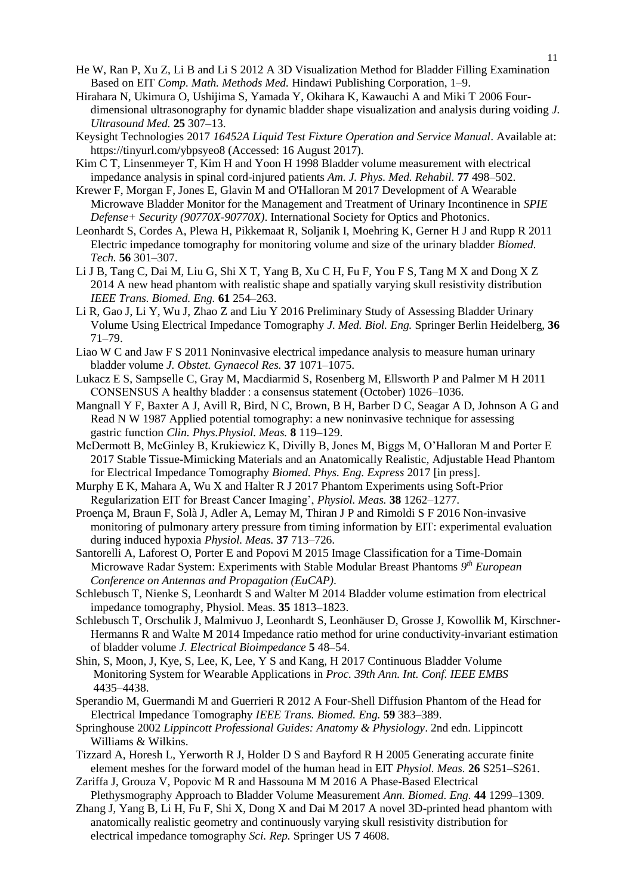He W, Ran P, Xu Z, Li B and Li S 2012 A 3D Visualization Method for Bladder Filling Examination Based on EIT *Comp. Math. Methods Med.* Hindawi Publishing Corporation, 1–9.

Hirahara N, Ukimura O, Ushijima S, Yamada Y, Okihara K, Kawauchi A and Miki T 2006 Four-dimensional ultrasonography for dynamic bladder shape visualization and analysis during voiding *J. Ultrasound Med.* **25** 307–13.

Keysight Technologies 2017 *16452A Liquid Test Fixture Operation and Service Manual*. Available at: https://tinyurl.com/ybpsyeo8 (Accessed: 16 August 2017).

Kim C T, Linsenmeyer T, Kim H and Yoon H 1998 Bladder volume measurement with electrical impedance analysis in spinal cord-injured patients *Am. J. Phys. Med. Rehabil.* **77** 498–502.

Krewer F, Morgan F, Jones E, Glavin M and O'Halloran M 2017 Development of A Wearable Microwave Bladder Monitor for the Management and Treatment of Urinary Incontinence in *SPIE Defense+ Security (90770X-90770X)*. International Society for Optics and Photonics.

Leonhardt S, Cordes A, Plewa H, Pikkemaat R, Soljanik I, Moehring K, Gerner H J and Rupp R 2011 Electric impedance tomography for monitoring volume and size of the urinary bladder *Biomed. Tech.* **56** 301–307.

Li J B, Tang C, Dai M, Liu G, Shi X T, Yang B, Xu C H, Fu F, You F S, Tang M X and Dong X Z 2014 A new head phantom with realistic shape and spatially varying skull resistivity distribution *IEEE Trans. Biomed. Eng.* **61** 254–263.

Li R, Gao J, Li Y, Wu J, Zhao Z and Liu Y 2016 Preliminary Study of Assessing Bladder Urinary Volume Using Electrical Impedance Tomography *J. Med. Biol. Eng.* Springer Berlin Heidelberg, **36** 71–79.

Liao W C and Jaw F S 2011 Noninvasive electrical impedance analysis to measure human urinary bladder volume *J. Obstet. Gynaecol Res.* **37** 1071–1075.

Lukacz E S, Sampselle C, Gray M, Macdiarmid S, Rosenberg M, Ellsworth P and Palmer M H 2011 CONSENSUS A healthy bladder : a consensus statement (October) 1026–1036.

Mangnall Y F, Baxter A J, Avill R, Bird, N C, Brown, B H, Barber D C, Seagar A D, Johnson A G and Read N W 1987 Applied potential tomography: a new noninvasive technique for assessing gastric function *Clin. Phys.Physiol. Meas.* **8** 119–129.

McDermott B, McGinley B, Krukiewicz K, Divilly B, Jones M, Biggs M, O'Halloran M and Porter E 2017 Stable Tissue-Mimicking Materials and an Anatomically Realistic, Adjustable Head Phantom for Electrical Impedance Tomography *Biomed. Phys. Eng. Express* 2017 [in press].

Murphy E K, Mahara A, Wu X and Halter R J 2017 Phantom Experiments using Soft-Prior Regularization EIT for Breast Cancer Imaging', *Physiol. Meas.* **38** 1262–1277.

Proença M, Braun F, Solà J, Adler A, Lemay M, Thiran J P and Rimoldi S F 2016 Non-invasive monitoring of pulmonary artery pressure from timing information by EIT: experimental evaluation during induced hypoxia *Physiol. Meas.* **37** 713–726.

Santorelli A, Laforest O, Porter E and Popovi M 2015 Image Classification for a Time-Domain Microwave Radar System: Experiments with Stable Modular Breast Phantoms *9th European Conference on Antennas and Propagation (EuCAP)*.

Schlebusch T, Nienke S, Leonhardt S and Walter M 2014 Bladder volume estimation from electrical impedance tomography, Physiol. Meas. **35** 1813–1823.

Schlebusch T, Orschulik J, Malmivuo J, Leonhardt S, Leonhäuser D, Grosse J, Kowollik M, Kirschner-Hermanns R and Walte M 2014 Impedance ratio method for urine conductivity-invariant estimation of bladder volume *J. Electrical Bioimpedance* **5** 48–54.

Shin, S, Moon, J, Kye, S, Lee, K, Lee, Y S and Kang, H 2017 Continuous Bladder Volume Monitoring System for Wearable Applications in *Proc. 39th Ann. Int. Conf. IEEE EMBS* 4435–4438.

Sperandio M, Guermandi M and Guerrieri R 2012 A Four-Shell Diffusion Phantom of the Head for Electrical Impedance Tomography *IEEE Trans. Biomed. Eng.* **59** 383–389.

Springhouse 2002 *Lippincott Professional Guides: Anatomy & Physiology*. 2nd edn. Lippincott Williams & Wilkins.

Tizzard A, Horesh L, Yerworth R J, Holder D S and Bayford R H 2005 Generating accurate finite element meshes for the forward model of the human head in EIT *Physiol. Meas.* **26** S251–S261.

Zariffa J, Grouza V, Popovic M R and Hassouna M M 2016 A Phase-Based Electrical Plethysmography Approach to Bladder Volume Measurement *Ann. Biomed. Eng.* **44** 1299–1309.

Zhang J, Yang B, Li H, Fu F, Shi X, Dong X and Dai M 2017 A novel 3D-printed head phantom with anatomically realistic geometry and continuously varying skull resistivity distribution for electrical impedance tomography *Sci. Rep.* Springer US **7** 4608.